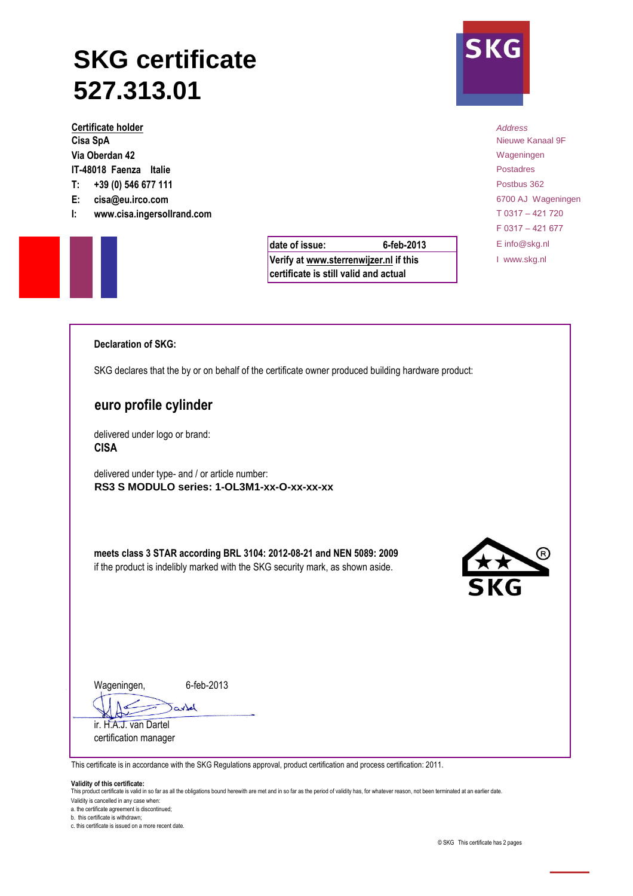# SKG certificate 527.313.01

**Certificate holder**
**Cisa SpA**
**Via Oberdan 42**
**IT-48018 Faenza Italie**
**T: +39 (0) 546 677 111**
**E: cisa@eu.irco.com**
**I: www.cisa.ingersollrand.com**

*Address*
Nieuwe Kanaal 9F
Wageningen
Postadres
Postbus 362
6700 AJ Wageningen
T 0317 – 421 720
F 0317 – 421 677
E info@skg.nl
I www.skg.nl

| date of issue: | 6-feb-2013 |
|---|---|
| Verify at www.sterrenwijzer.nl if this certificate is still valid and actual | |

**Declaration of SKG:**

SKG declares that the by or on behalf of the certificate owner produced building hardware product:

## euro profile cylinder

delivered under logo or brand:
**CISA**

delivered under type- and / or article number:
**RS3 S MODULO series: 1-OL3M1-xx-O-xx-xx-xx**

**meets class 3 STAR according BRL 3104: 2012-08-21 and NEN 5089: 2009**
if the product is indelibly marked with the SKG security mark, as shown aside.

Wageningen, 6-feb-2013

ir. H.A.J. van Dartel
certification manager

This certificate is in accordance with the SKG Regulations approval, product certification and process certification: 2011.

**Validity of this certificate:**
This product certificate is valid in so far as all the obligations bound herewith are met and in so far as the period of validity has, for whatever reason, not been terminated at an earlier date.
Validity is cancelled in any case when:
a. the certificate agreement is discontinued;
b. this certificate is withdrawn;
c. this certificate is issued on a more recent date.

© SKG This certificate has 2 pages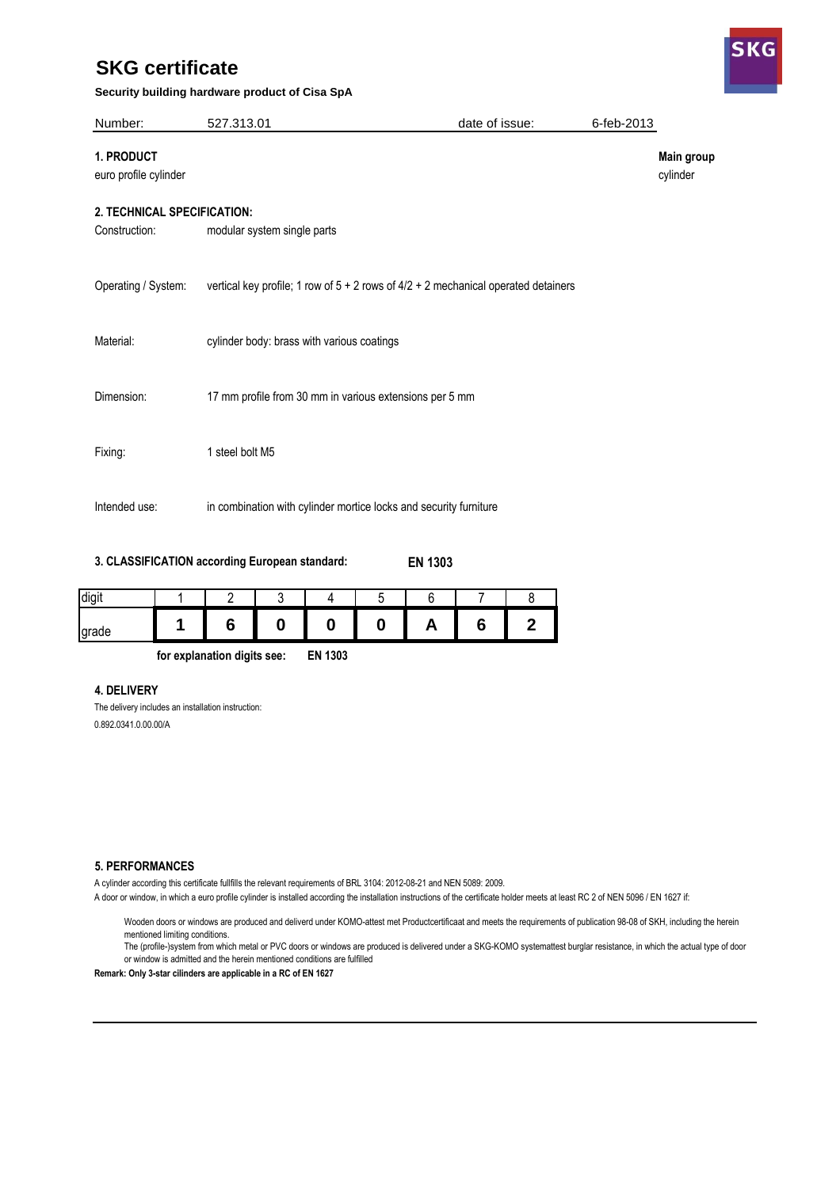# SKG certificate

**Security building hardware product of Cisa SpA**

| Number: | 527.313.01 | date of issue: | 6-feb-2013 |
|---|---|---|---|

**1. PRODUCT**

euro profile cylinder

**Main group**

cylinder

**2. TECHNICAL SPECIFICATION:**

| | |
|---|---|
| Construction: | modular system single parts |
| Operating / System: | vertical key profile; 1 row of 5 + 2 rows of 4/2 + 2 mechanical operated detainers |
| Material: | cylinder body: brass with various coatings |
| Dimension: | 17 mm profile from 30 mm in various extensions per 5 mm |
| Fixing: | 1 steel bolt M5 |
| Intended use: | in combination with cylinder mortice locks and security furniture |

**3. CLASSIFICATION according European standard: EN 1303**

| digit | 1 | 2 | 3 | 4 | 5 | 6 | 7 | 8 |
|---|---|---|---|---|---|---|---|---|
| grade | **1** | **6** | **0** | **0** | **0** | **A** | **6** | **2** |

**for explanation digits see: EN 1303**

**4. DELIVERY**

The delivery includes an installation instruction:

0.892.0341.0.00.00/A

**5. PERFORMANCES**

A cylinder according this certificate fullfills the relevant requirements of BRL 3104: 2012-08-21 and NEN 5089: 2009.

A door or window, in which a euro profile cylinder is installed according the installation instructions of the certificate holder meets at least RC 2 of NEN 5096 / EN 1627 if:

Wooden doors or windows are produced and deliverd under KOMO-attest met Productcertificaat and meets the requirements of publication 98-08 of SKH, including the herein mentioned limiting conditions.

The (profile-)system from which metal or PVC doors or windows are produced is delivered under a SKG-KOMO systemattest burglar resistance, in which the actual type of door or window is admitted and the herein mentioned conditions are fulfilled

**Remark: Only 3-star cilinders are applicable in a RC of EN 1627**